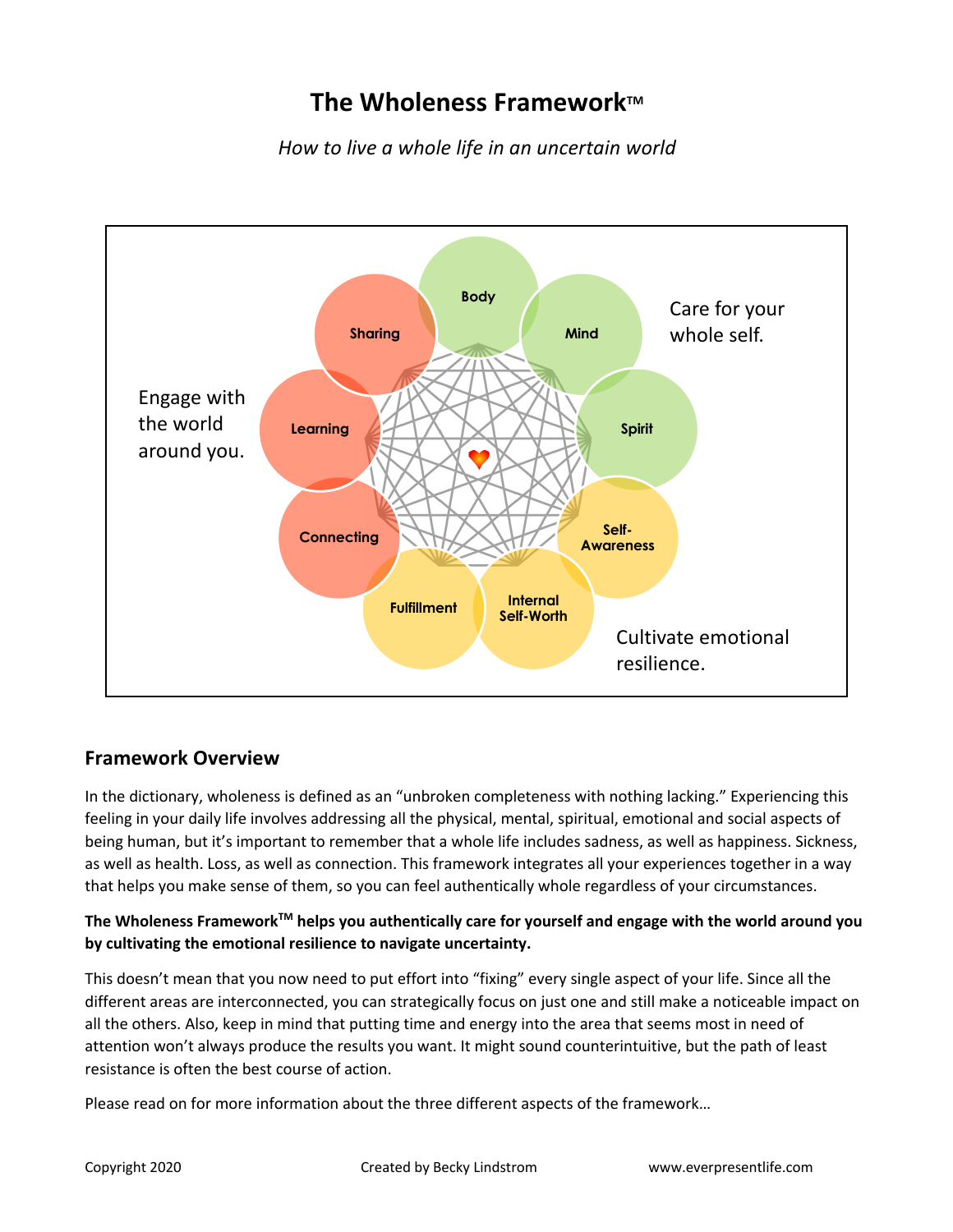# The Wholeness Framework™

*How to live a whole life in an uncertain world*

Body

Mind

Spirit

Self-Awareness

Internal Self-Worth

Fulfillment

Connecting

Learning

Sharing

Care for your whole self.

Engage with the world around you.

Cultivate emotional resilience.

## Framework Overview

In the dictionary, wholeness is defined as an "unbroken completeness with nothing lacking." Experiencing this feeling in your daily life involves addressing all the physical, mental, spiritual, emotional and social aspects of being human, but it's important to remember that a whole life includes sadness, as well as happiness. Sickness, as well as health. Loss, as well as connection. This framework integrates all your experiences together in a way that helps you make sense of them, so you can feel authentically whole regardless of your circumstances.

**The Wholeness Framework™ helps you authentically care for yourself and engage with the world around you by cultivating the emotional resilience to navigate uncertainty.**

This doesn't mean that you now need to put effort into "fixing" every single aspect of your life. Since all the different areas are interconnected, you can strategically focus on just one and still make a noticeable impact on all the others. Also, keep in mind that putting time and energy into the area that seems most in need of attention won't always produce the results you want. It might sound counterintuitive, but the path of least resistance is often the best course of action.

Please read on for more information about the three different aspects of the framework…

Copyright 2020 Created by Becky Lindstrom www.everpresentlife.com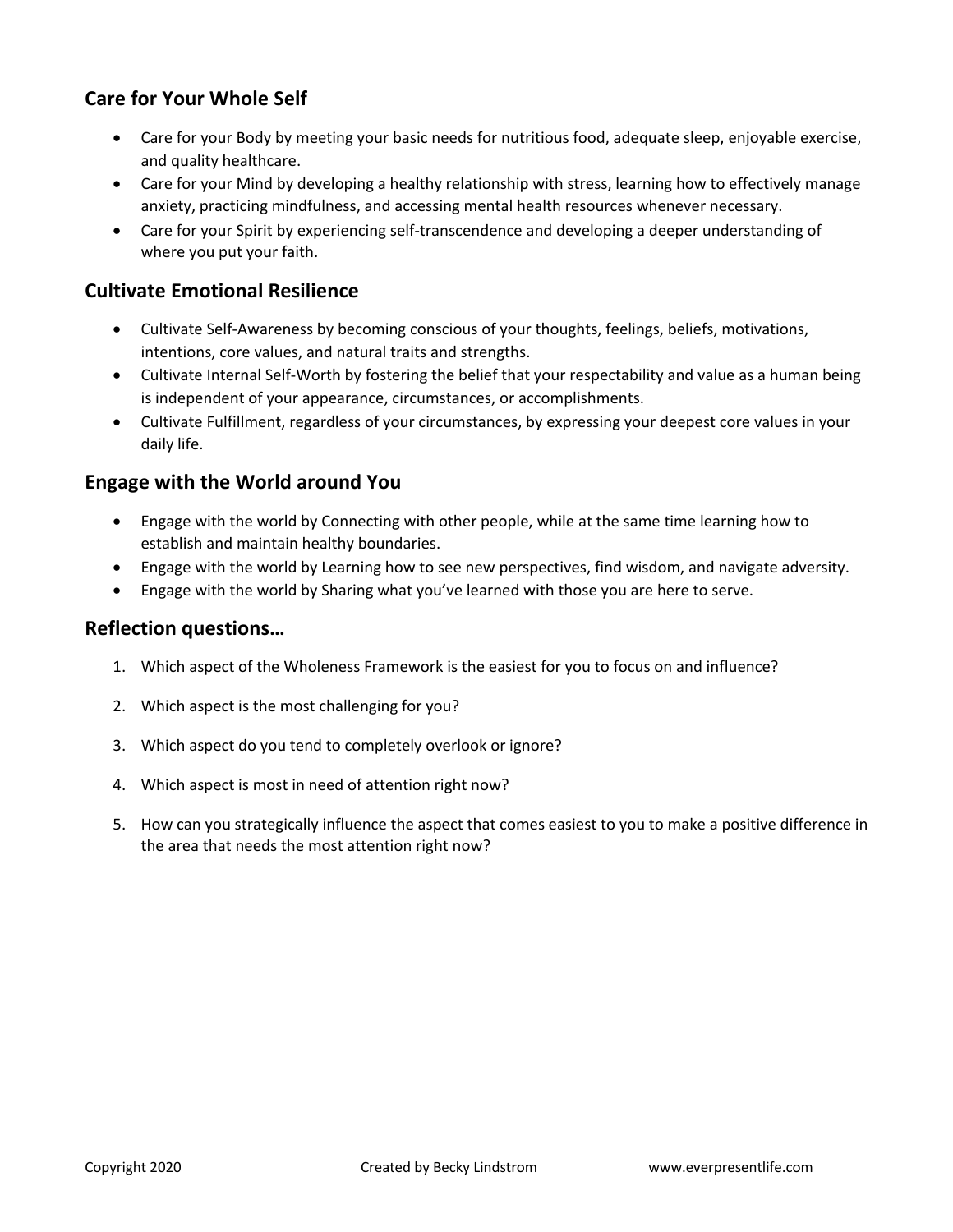## Care for Your Whole Self

- Care for your Body by meeting your basic needs for nutritious food, adequate sleep, enjoyable exercise, and quality healthcare.
- Care for your Mind by developing a healthy relationship with stress, learning how to effectively manage anxiety, practicing mindfulness, and accessing mental health resources whenever necessary.
- Care for your Spirit by experiencing self-transcendence and developing a deeper understanding of where you put your faith.

## Cultivate Emotional Resilience

- Cultivate Self-Awareness by becoming conscious of your thoughts, feelings, beliefs, motivations, intentions, core values, and natural traits and strengths.
- Cultivate Internal Self-Worth by fostering the belief that your respectability and value as a human being is independent of your appearance, circumstances, or accomplishments.
- Cultivate Fulfillment, regardless of your circumstances, by expressing your deepest core values in your daily life.

## Engage with the World around You

- Engage with the world by Connecting with other people, while at the same time learning how to establish and maintain healthy boundaries.
- Engage with the world by Learning how to see new perspectives, find wisdom, and navigate adversity.
- Engage with the world by Sharing what you've learned with those you are here to serve.

## Reflection questions…

1. Which aspect of the Wholeness Framework is the easiest for you to focus on and influence?
2. Which aspect is the most challenging for you?
3. Which aspect do you tend to completely overlook or ignore?
4. Which aspect is most in need of attention right now?
5. How can you strategically influence the aspect that comes easiest to you to make a positive difference in the area that needs the most attention right now?

Copyright 2020 Created by Becky Lindstrom www.everpresentlife.com